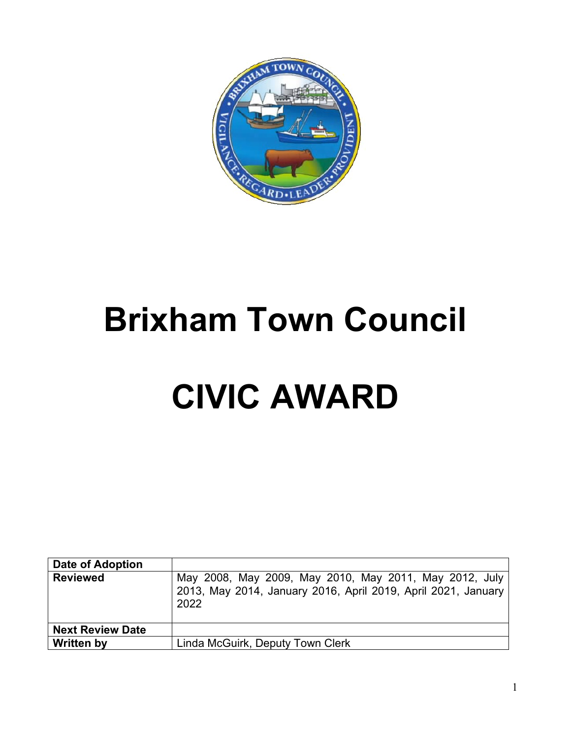# Brixham Town Council

# CIVIC AWARD

| **Date of Adoption** | |
|---|---|
| **Reviewed** | May 2008, May 2009, May 2010, May 2011, May 2012, July 2013, May 2014, January 2016, April 2019, April 2021, January 2022 |
| **Next Review Date** | |
| **Written by** | Linda McGuirk, Deputy Town Clerk |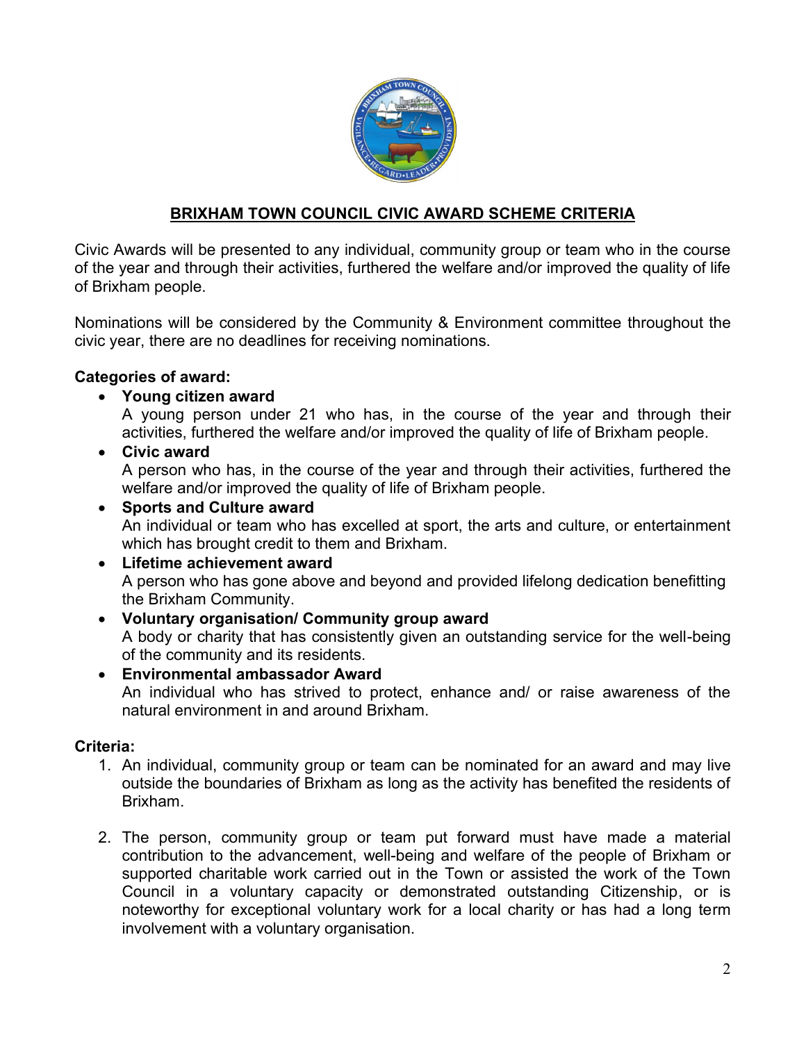# BRIXHAM TOWN COUNCIL CIVIC AWARD SCHEME CRITERIA

Civic Awards will be presented to any individual, community group or team who in the course of the year and through their activities, furthered the welfare and/or improved the quality of life of Brixham people.

Nominations will be considered by the Community & Environment committee throughout the civic year, there are no deadlines for receiving nominations.

**Categories of award:**

- **Young citizen award**
  A young person under 21 who has, in the course of the year and through their activities, furthered the welfare and/or improved the quality of life of Brixham people.
- **Civic award**
  A person who has, in the course of the year and through their activities, furthered the welfare and/or improved the quality of life of Brixham people.
- **Sports and Culture award**
  An individual or team who has excelled at sport, the arts and culture, or entertainment which has brought credit to them and Brixham.
- **Lifetime achievement award**
  A person who has gone above and beyond and provided lifelong dedication benefitting the Brixham Community.
- **Voluntary organisation/ Community group award**
  A body or charity that has consistently given an outstanding service for the well-being of the community and its residents.
- **Environmental ambassador Award**
  An individual who has strived to protect, enhance and/ or raise awareness of the natural environment in and around Brixham.

**Criteria:**

1. An individual, community group or team can be nominated for an award and may live outside the boundaries of Brixham as long as the activity has benefited the residents of Brixham.

2. The person, community group or team put forward must have made a material contribution to the advancement, well-being and welfare of the people of Brixham or supported charitable work carried out in the Town or assisted the work of the Town Council in a voluntary capacity or demonstrated outstanding Citizenship, or is noteworthy for exceptional voluntary work for a local charity or has had a long term involvement with a voluntary organisation.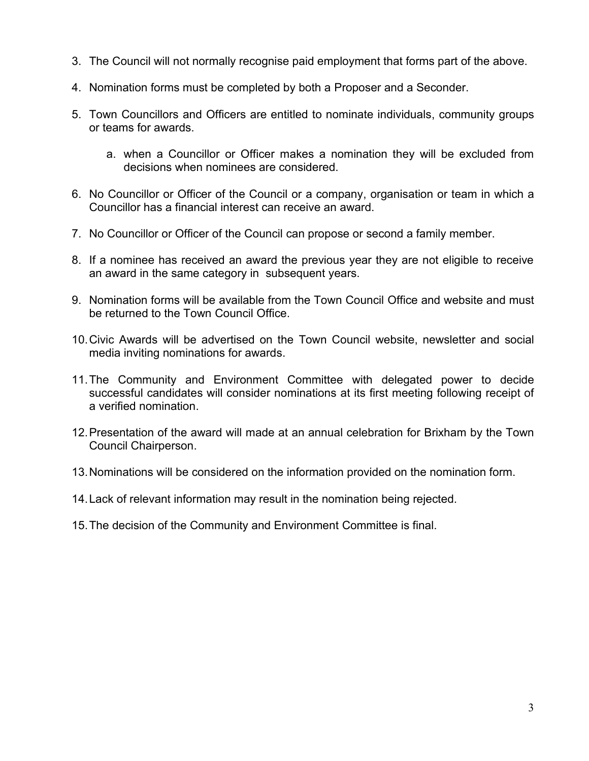3. The Council will not normally recognise paid employment that forms part of the above.
4. Nomination forms must be completed by both a Proposer and a Seconder.
5. Town Councillors and Officers are entitled to nominate individuals, community groups or teams for awards.
    a. when a Councillor or Officer makes a nomination they will be excluded from decisions when nominees are considered.
6. No Councillor or Officer of the Council or a company, organisation or team in which a Councillor has a financial interest can receive an award.
7. No Councillor or Officer of the Council can propose or second a family member.
8. If a nominee has received an award the previous year they are not eligible to receive an award in the same category in subsequent years.
9. Nomination forms will be available from the Town Council Office and website and must be returned to the Town Council Office.
10. Civic Awards will be advertised on the Town Council website, newsletter and social media inviting nominations for awards.
11. The Community and Environment Committee with delegated power to decide successful candidates will consider nominations at its first meeting following receipt of a verified nomination.
12. Presentation of the award will made at an annual celebration for Brixham by the Town Council Chairperson.
13. Nominations will be considered on the information provided on the nomination form.
14. Lack of relevant information may result in the nomination being rejected.
15. The decision of the Community and Environment Committee is final.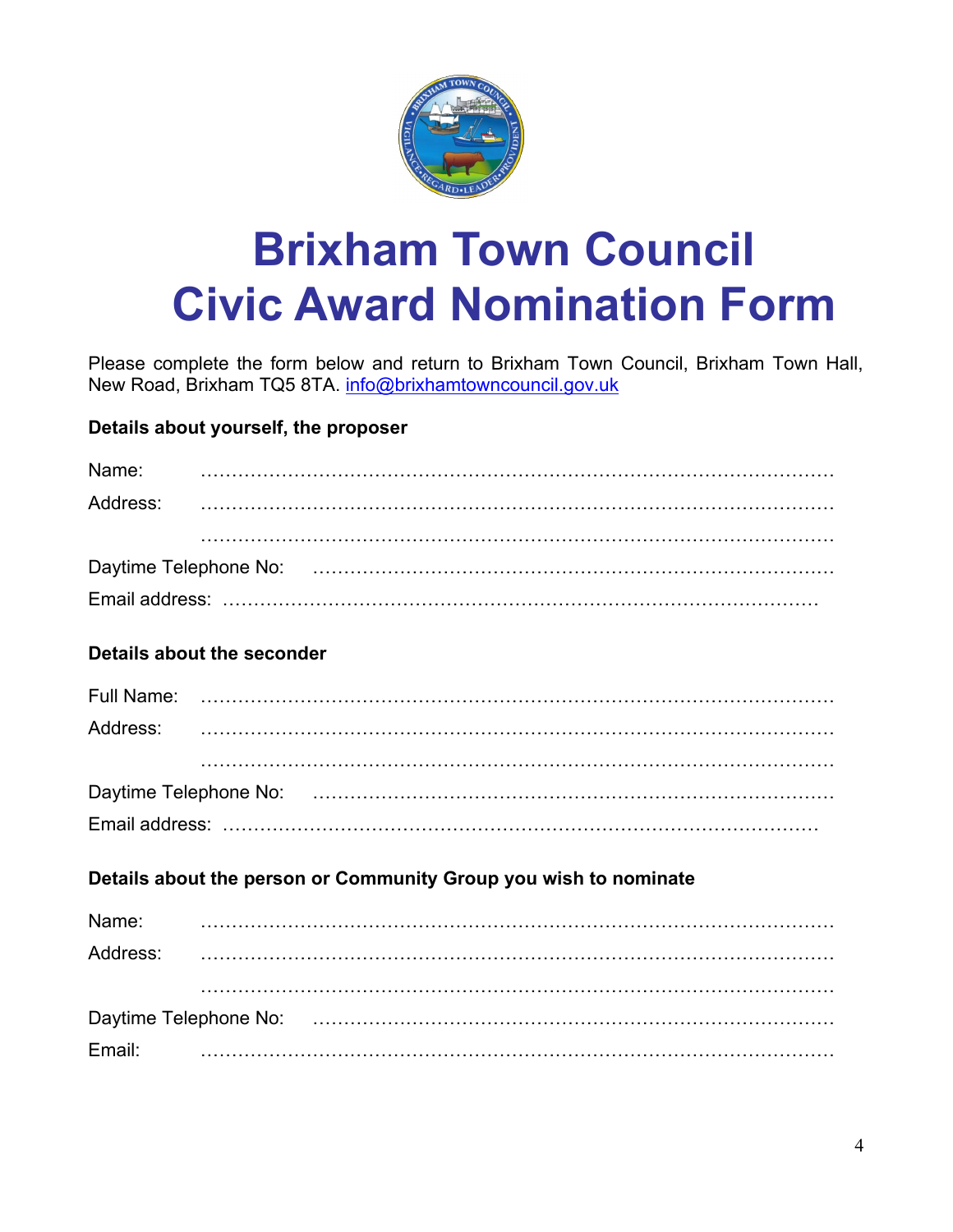# Brixham Town Council
# Civic Award Nomination Form

Please complete the form below and return to Brixham Town Council, Brixham Town Hall, New Road, Brixham TQ5 8TA. info@brixhamtowncouncil.gov.uk

**Details about yourself, the proposer**

Name: ……………………………………………………………………………………

Address: ……………………………………………………………………………………

……………………………………………………………………………………

Daytime Telephone No: ……………………………………………………………………

Email address: ……………………………………………………………………………

**Details about the seconder**

Full Name: ……………………………………………………………………………………

Address: ……………………………………………………………………………………

……………………………………………………………………………………

Daytime Telephone No: ……………………………………………………………………

Email address: ……………………………………………………………………………

**Details about the person or Community Group you wish to nominate**

Name: ……………………………………………………………………………………

Address: ……………………………………………………………………………………

……………………………………………………………………………………

Daytime Telephone No: ……………………………………………………………………

Email: ……………………………………………………………………………………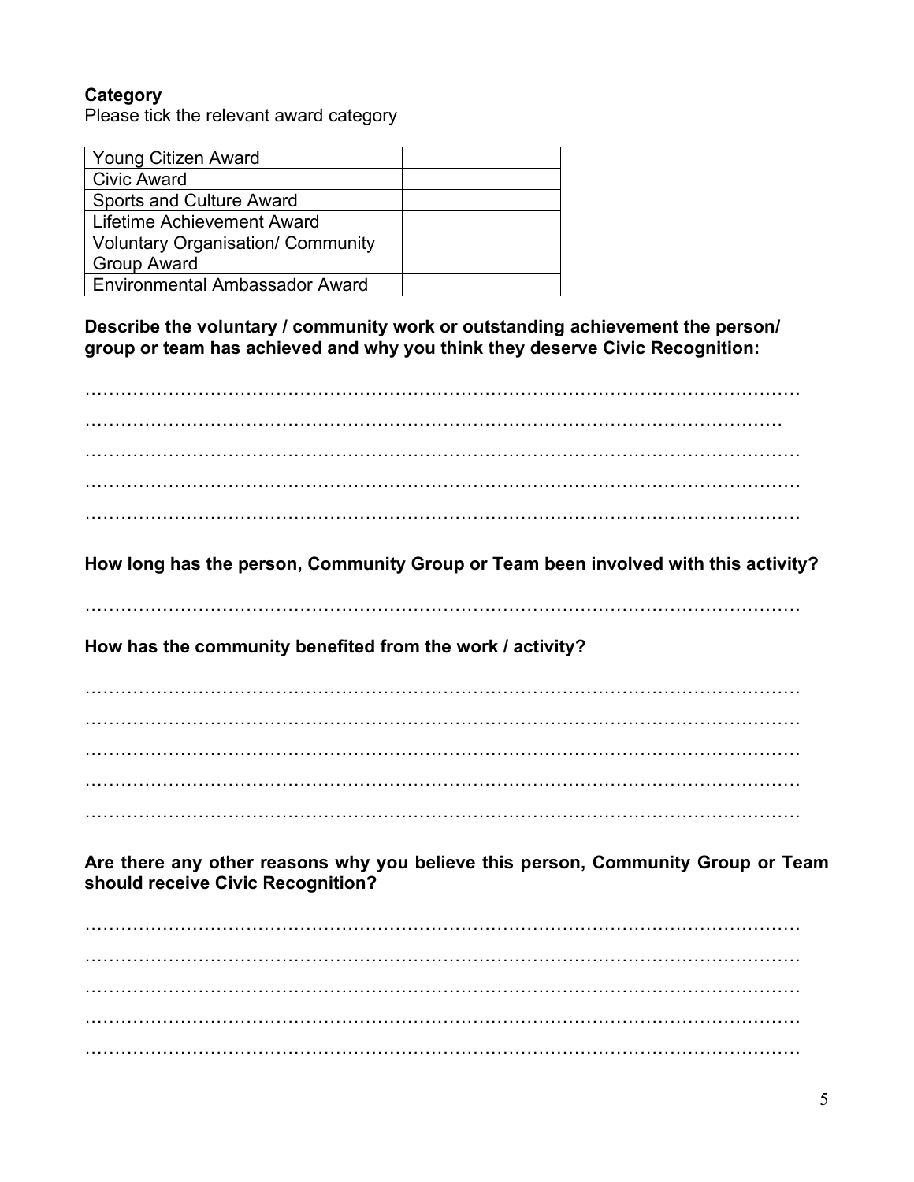**Category**

Please tick the relevant award category

| Award | |
|---|---|
| Young Citizen Award | |
| Civic Award | |
| Sports and Culture Award | |
| Lifetime Achievement Award | |
| Voluntary Organisation/ Community Group Award | |
| Environmental Ambassador Award | |

**Describe the voluntary / community work or outstanding achievement the person/ group or team has achieved and why you think they deserve Civic Recognition:**

…………………………………………………………………………………………………………

…………………………………………………………………………………………………………

…………………………………………………………………………………………………………

…………………………………………………………………………………………………………

…………………………………………………………………………………………………………

**How long has the person, Community Group or Team been involved with this activity?**

…………………………………………………………………………………………………………

**How has the community benefited from the work / activity?**

…………………………………………………………………………………………………………

…………………………………………………………………………………………………………

…………………………………………………………………………………………………………

…………………………………………………………………………………………………………

…………………………………………………………………………………………………………

**Are there any other reasons why you believe this person, Community Group or Team should receive Civic Recognition?**

…………………………………………………………………………………………………………

…………………………………………………………………………………………………………

…………………………………………………………………………………………………………

…………………………………………………………………………………………………………

…………………………………………………………………………………………………………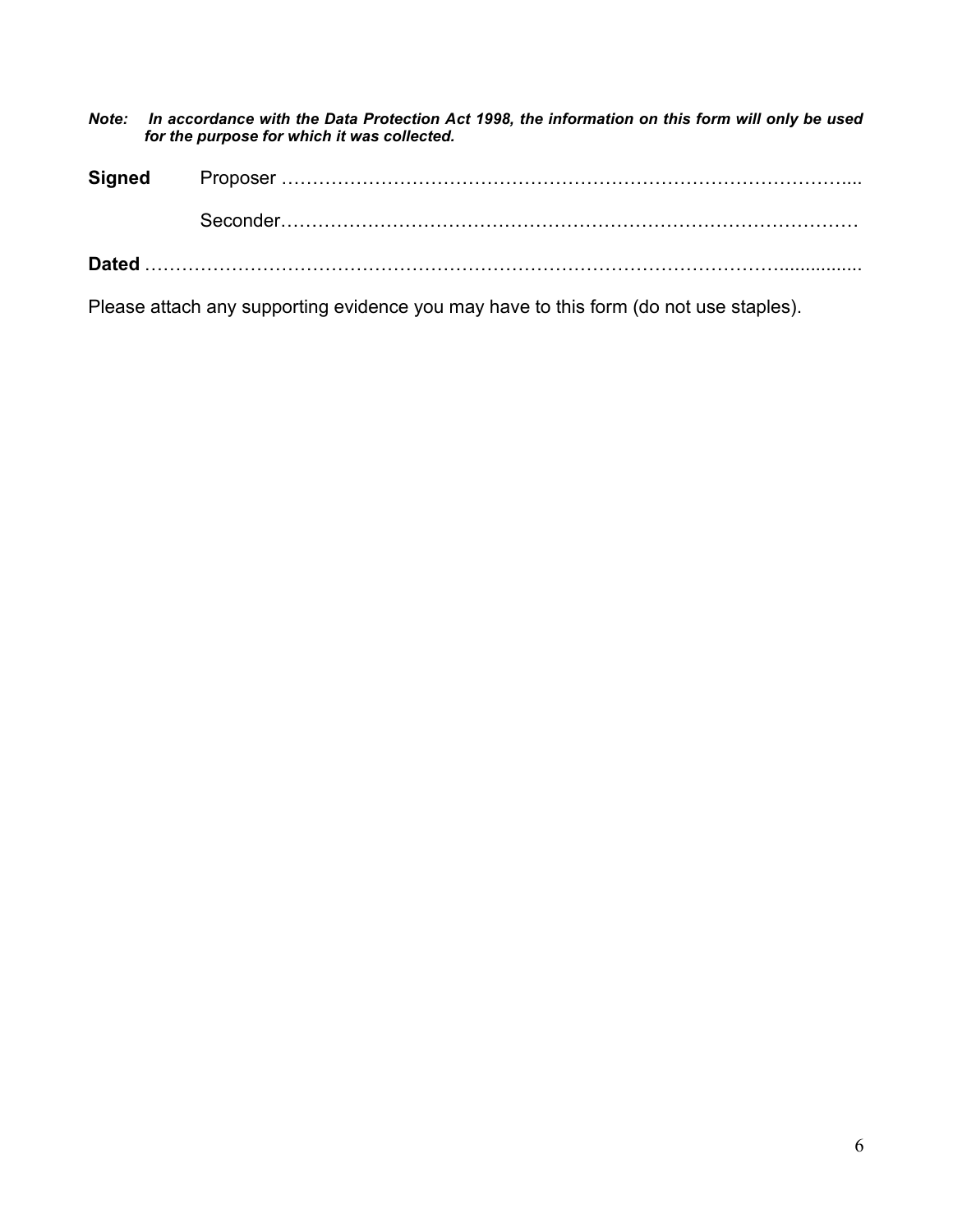***Note:*** ***In accordance with the Data Protection Act 1998, the information on this form will only be used for the purpose for which it was collected.***

**Signed** Proposer ……………………………………………………………………………….....

Seconder………………………………………………………………………………

**Dated** …………………………………………………………………………………………...............

Please attach any supporting evidence you may have to this form (do not use staples).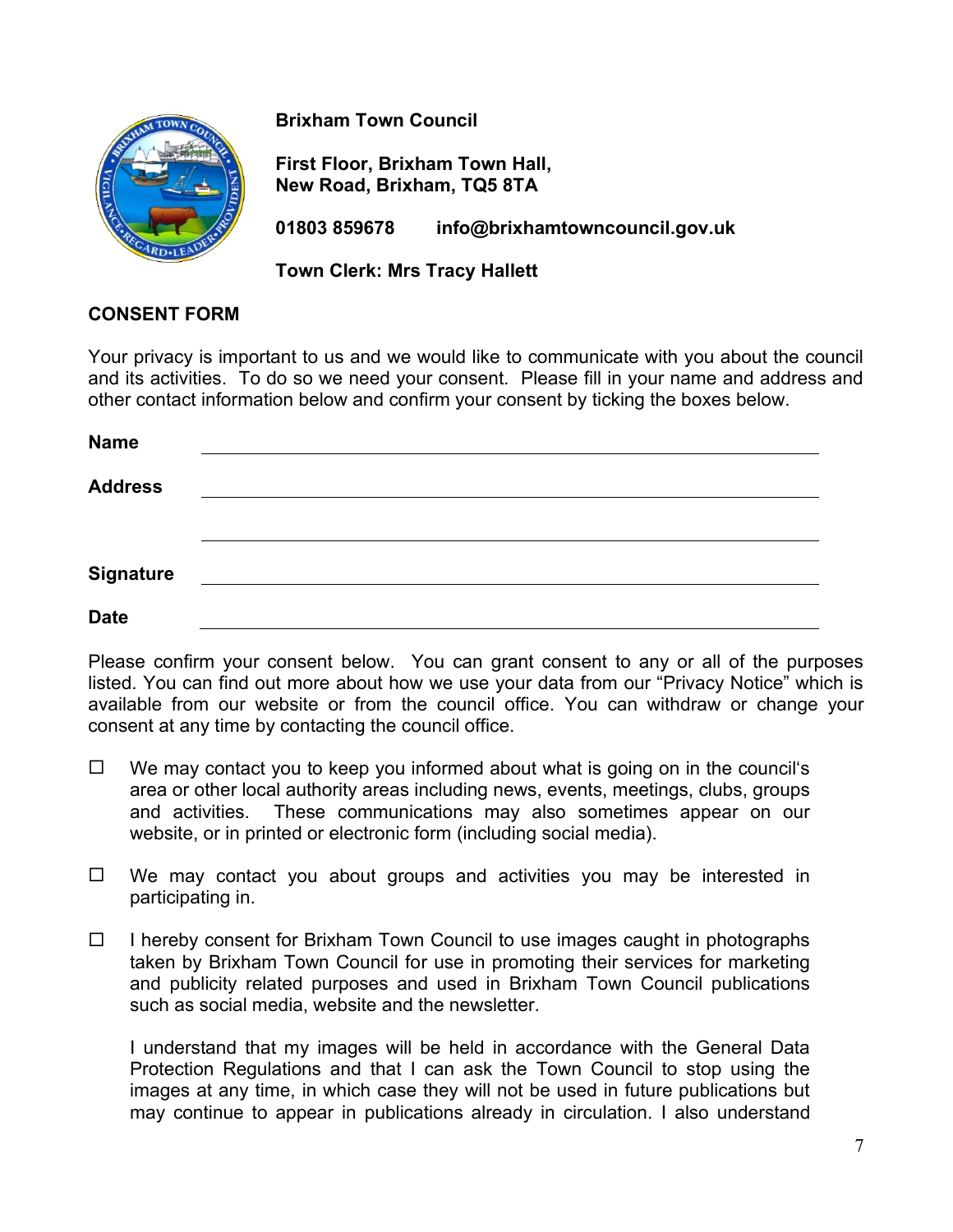**Brixham Town Council**

**First Floor, Brixham Town Hall,**
**New Road, Brixham, TQ5 8TA**

**01803 859678** **info@brixhamtowncouncil.gov.uk**

**Town Clerk: Mrs Tracy Hallett**

**CONSENT FORM**

Your privacy is important to us and we would like to communicate with you about the council and its activities. To do so we need your consent. Please fill in your name and address and other contact information below and confirm your consent by ticking the boxes below.

**Name** ______________________________________________

**Address** ______________________________________________

______________________________________________

**Signature** ______________________________________________

**Date** ______________________________________________

Please confirm your consent below. You can grant consent to any or all of the purposes listed. You can find out more about how we use your data from our "Privacy Notice" which is available from our website or from the council office. You can withdraw or change your consent at any time by contacting the council office.

☐ We may contact you to keep you informed about what is going on in the council's area or other local authority areas including news, events, meetings, clubs, groups and activities. These communications may also sometimes appear on our website, or in printed or electronic form (including social media).

☐ We may contact you about groups and activities you may be interested in participating in.

☐ I hereby consent for Brixham Town Council to use images caught in photographs taken by Brixham Town Council for use in promoting their services for marketing and publicity related purposes and used in Brixham Town Council publications such as social media, website and the newsletter.

I understand that my images will be held in accordance with the General Data Protection Regulations and that I can ask the Town Council to stop using the images at any time, in which case they will not be used in future publications but may continue to appear in publications already in circulation. I also understand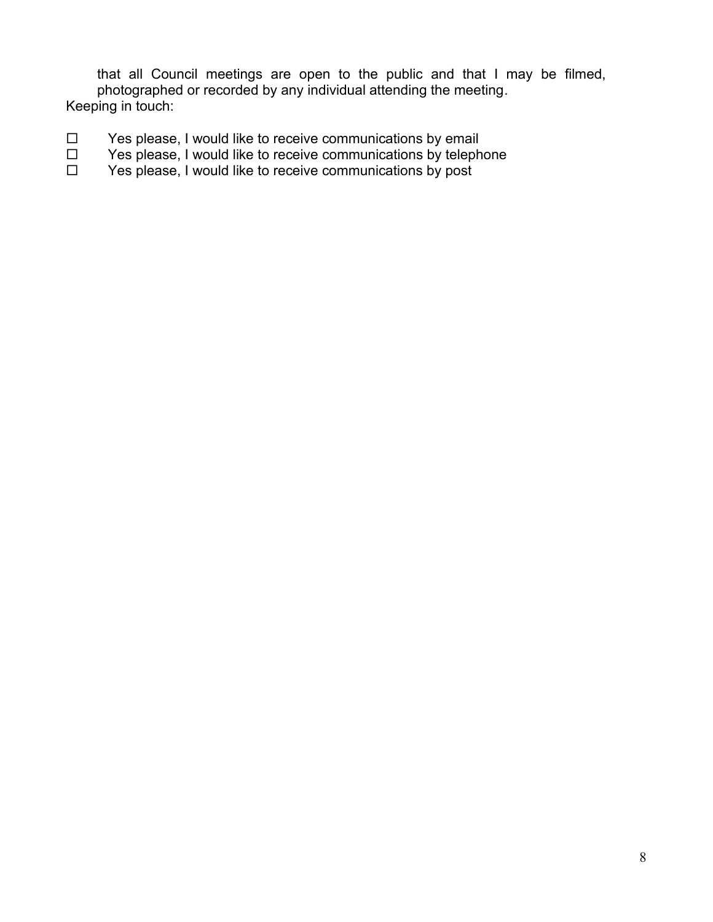that all Council meetings are open to the public and that I may be filmed, photographed or recorded by any individual attending the meeting.

Keeping in touch:

- ☐ Yes please, I would like to receive communications by email
- ☐ Yes please, I would like to receive communications by telephone
- ☐ Yes please, I would like to receive communications by post